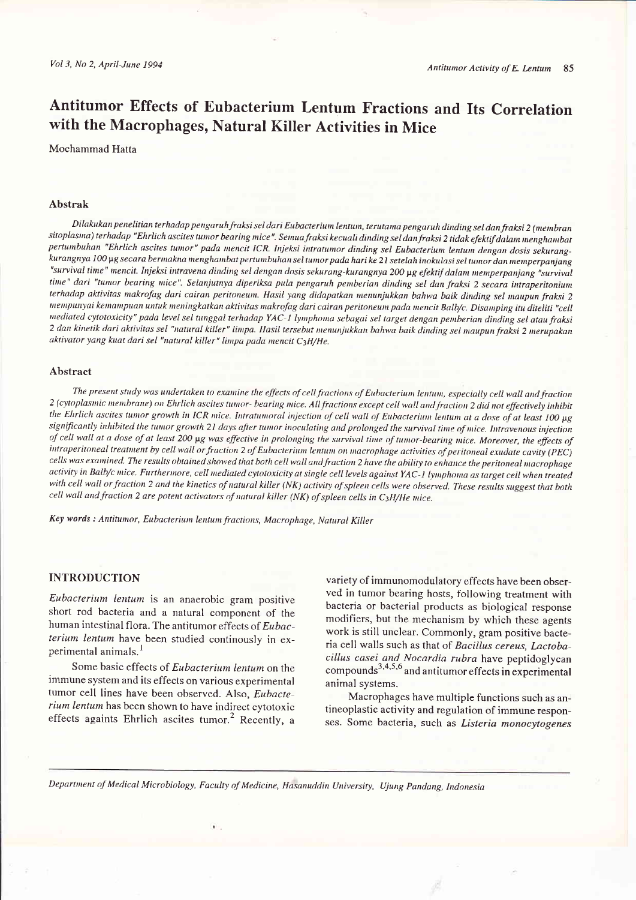# Antitumor Effects of Eubacterium Lentum Fractions and Its Correlation with the Macrophages, Natural Killer Activities in Mice

Mochammad Hatta

## Abstrak

*Dilakukan penelitian terhadap pengaruh fraksi sel dari Eubacterium lentum, terutama pengaruh dinding sel dan fraksi 2 (membran sitoplasma) terhadap "Ehrlich ascites tumor bearing mice". Semua fraksi kecuali dinding sel dan fraksi 2 tidak efektif dalam menghambat pertumbuhan "Ehrlich ascites tumor" pada mencit ICR. Injeksi intratumor dinding sel Eubacterium lentum dengan dosis sekurang-kurangnya 100 μg secara bermakna menghambat pertumbuhan sel tumor pada hari ke 21 setelah inokulasi sel tumor dan memperpanjang "survival time" mencit. Injeksi intravena dinding sel dengan dosis sekurang-kurangnya 200 μg efektif dalam memperpanjang "survival time" dari "tumor bearing mice". Selanjutnya diperiksa pula pengaruh pemberian dinding sel dan fraksi 2 secara intraperitonium terhadap aktivitas makrofag dari cairan peritoneum. Hasil yang didapatkan menunjukkan bahwa baik dinding sel maupun fraksi 2 mempunyai kemampuan untuk meningkatkan aktivitas makrofag dari cairan peritoneum pada mencit Balb/c. Disamping itu diteliti "cell mediated cytotoxicity" pada level sel tunggal terhadap YAC-1 lymphoma sebagai sel target dengan pemberian dinding sel atau fraksi 2 dan kinetik dari aktivitas sel "natural killer" limpa. Hasil tersebut menunjukkan bahwa baik dinding sel maupun fraksi 2 merupakan aktivator yang kuat dari sel "natural killer" limpa pada mencit $C_3H/He$.*

## Abstract

*The present study was undertaken to examine the effects of cell fractions of Eubacterium lentum, especially cell wall and fraction 2 (cytoplasmic membrane) on Ehrlich ascites tumor- bearing mice. All fractions except cell wall and fraction 2 did not effectively inhibit the Ehrlich ascites tumor growth in ICR mice. Intratumoral injection of cell wall of Eubacterium lentum at a dose of at least 100 μg significantly inhibited the tumor growth 21 days after tumor inoculating and prolonged the survival time of mice. Intravenous injection of cell wall at a dose of at least 200 μg was effective in prolonging the survival time of tumor-bearing mice. Moreover, the effects of intraperitoneal treatment by cell wall or fraction 2 of Eubacterium lentum on macrophage activities of peritoneal exudate cavity (PEC) cells was examined. The results obtained showed that both cell wall and fraction 2 have the ability to enhance the peritoneal macrophage activity in Balb/c mice. Furthermore, cell mediated cytotoxicity at single cell levels against YAC-1 lymphoma as target cell when treated with cell wall or fraction 2 and the kinetics of natural killer (NK) activity of spleen cells were observed. These results suggest that both cell wall and fraction 2 are potent activators of natural killer (NK) of spleen cells in $C_3H/He$ mice.*

*Key words : Antitumor, Eubacterium lentum fractions, Macrophage, Natural Killer*

## INTRODUCTION

*Eubacterium lentum* is an anaerobic gram positive short rod bacteria and a natural component of the human intestinal flora. The antitumor effects of *Eubacterium lentum* have been studied continously in experimental animals.[1]

Some basic effects of *Eubacterium lentum* on the immune system and its effects on various experimental tumor cell lines have been observed. Also, *Eubacterium lentum* has been shown to have indirect cytotoxic effects againts Ehrlich ascites tumor.[2] Recently, a variety of immunomodulatory effects have been observed in tumor bearing hosts, following treatment with bacteria or bacterial products as biological response modifiers, but the mechanism by which these agents work is still unclear. Commonly, gram positive bacteria cell walls such as that of *Bacillus cereus, Lactobacillus casei and Nocardia rubra* have peptidoglycan compounds[3,4,5,6] and antitumor effects in experimental animal systems.

Macrophages have multiple functions such as antineoplastic activity and regulation of immune responses. Some bacteria, such as *Listeria monocytogenes*

Department of Medical Microbiology, Faculty of Medicine, Hasanuddin University, Ujung Pandang, Indonesia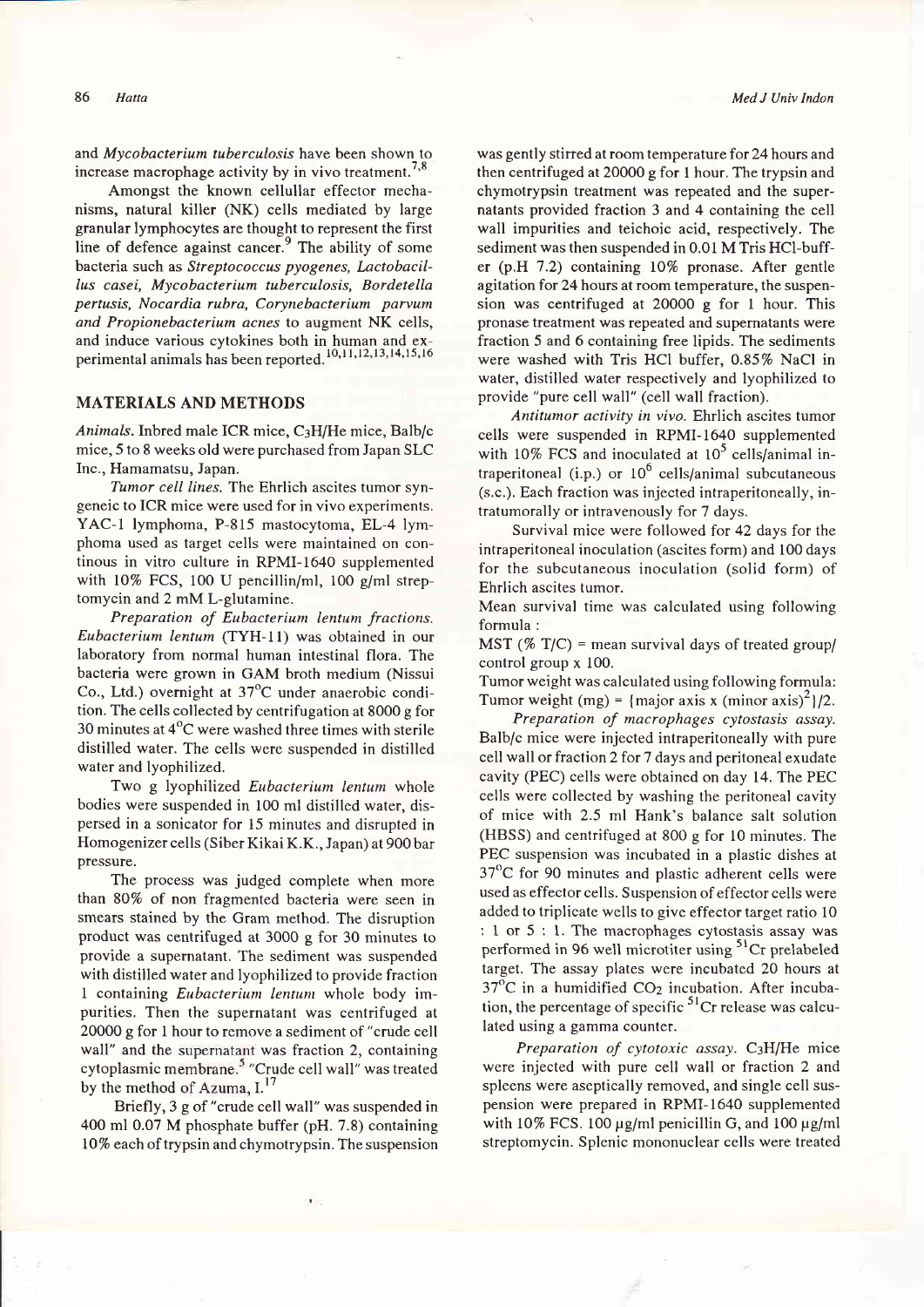and *Mycobacterium tuberculosis* have been shown to increase macrophage activity by in vivo treatment.[7,8]

Amongst the known cellullar effector mechanisms, natural killer (NK) cells mediated by large granular lymphocytes are thought to represent the first line of defence against cancer.[9] The ability of some bacteria such as *Streptococcus pyogenes, Lactobacillus casei, Mycobacterium tuberculosis, Bordetella pertusis, Nocardia rubra, Corynebacterium parvum and Propionebacterium acnes* to augment NK cells, and induce various cytokines both in human and experimental animals has been reported.[10,11,12,13,14,15,16]

## MATERIALS AND METHODS

*Animals.* Inbred male ICR mice, C3H/He mice, Balb/c mice, 5 to 8 weeks old were purchased from Japan SLC Inc., Hamamatsu, Japan.

*Tumor cell lines.* The Ehrlich ascites tumor syngeneic to ICR mice were used for in vivo experiments. YAC-1 lymphoma, P-815 mastocytoma, EL-4 lymphoma used as target cells were maintained on continous in vitro culture in RPMI-1640 supplemented with 10% FCS, 100 U pencillin/ml, 100 g/ml streptomycin and 2 mM L-glutamine.

*Preparation of Eubacterium lentum fractions. Eubacterium lentum* (TYH-11) was obtained in our laboratory from normal human intestinal flora. The bacteria were grown in GAM broth medium (Nissui Co., Ltd.) overnight at 37°C under anaerobic condition. The cells collected by centrifugation at 8000 g for 30 minutes at 4°C were washed three times with sterile distilled water. The cells were suspended in distilled water and lyophilized.

Two g lyophilized *Eubacterium lentum* whole bodies were suspended in 100 ml distilled water, dispersed in a sonicator for 15 minutes and disrupted in Homogenizer cells (Siber Kikai K.K., Japan) at 900 bar pressure.

The process was judged complete when more than 80% of non fragmented bacteria were seen in smears stained by the Gram method. The disruption product was centrifuged at 3000 g for 30 minutes to provide a supernatant. The sediment was suspended with distilled water and lyophilized to provide fraction 1 containing *Eubacterium lentum* whole body impurities. Then the supernatant was centrifuged at 20000 g for 1 hour to remove a sediment of "crude cell wall" and the supernatant was fraction 2, containing cytoplasmic membrane.[5] "Crude cell wall" was treated by the method of Azuma, I.[17]

Briefly, 3 g of "crude cell wall" was suspended in 400 ml 0.07 M phosphate buffer (pH. 7.8) containing 10% each of trypsin and chymotrypsin. The suspension was gently stirred at room temperature for 24 hours and then centrifuged at 20000 g for 1 hour. The trypsin and chymotrypsin treatment was repeated and the supernatants provided fraction 3 and 4 containing the cell wall impurities and teichoic acid, respectively. The sediment was then suspended in 0.01 M Tris HCl-buffer (p.H 7.2) containing 10% pronase. After gentle agitation for 24 hours at room temperature, the suspension was centrifuged at 20000 g for 1 hour. This pronase treatment was repeated and supernatants were fraction 5 and 6 containing free lipids. The sediments were washed with Tris HCl buffer, 0.85% NaCl in water, distilled water respectively and lyophilized to provide "pure cell wall" (cell wall fraction).

*Antitumor activity in vivo.* Ehrlich ascites tumor cells were suspended in RPMI-1640 supplemented with 10% FCS and inoculated at $10^5$ cells/animal intraperitoneal (i.p.) or $10^6$ cells/animal subcutaneous (s.c.). Each fraction was injected intraperitoneally, intratumorally or intravenously for 7 days.

Survival mice were followed for 42 days for the intraperitoneal inoculation (ascites form) and 100 days for the subcutaneous inoculation (solid form) of Ehrlich ascites tumor.

Mean survival time was calculated using following formula :

MST (% T/C) = mean survival days of treated group/ control group x 100.

Tumor weight was calculated using following formula: Tumor weight (mg) = $\{\text{major axis} \times (\text{minor axis})^2\}/2$.

*Preparation of macrophages cytostasis assay.* Balb/c mice were injected intraperitoneally with pure cell wall or fraction 2 for 7 days and peritoneal exudate cavity (PEC) cells were obtained on day 14. The PEC cells were collected by washing the peritoneal cavity of mice with 2.5 ml Hank's balance salt solution (HBSS) and centrifuged at 800 g for 10 minutes. The PEC suspension was incubated in a plastic dishes at 37°C for 90 minutes and plastic adherent cells were used as effector cells. Suspension of effector cells were added to triplicate wells to give effector target ratio 10 : 1 or 5 : 1. The macrophages cytostasis assay was performed in 96 well microtiter using $^{51}Cr$ prelabeled target. The assay plates were incubated 20 hours at 37°C in a humidified $CO_2$ incubation. After incubation, the percentage of specific $^{51}Cr$ release was calculated using a gamma counter.

*Preparation of cytotoxic assay.* C3H/He mice were injected with pure cell wall or fraction 2 and spleens were aseptically removed, and single cell suspension were prepared in RPMI-1640 supplemented with 10% FCS. 100 μg/ml penicillin G, and 100 μg/ml streptomycin. Splenic mononuclear cells were treated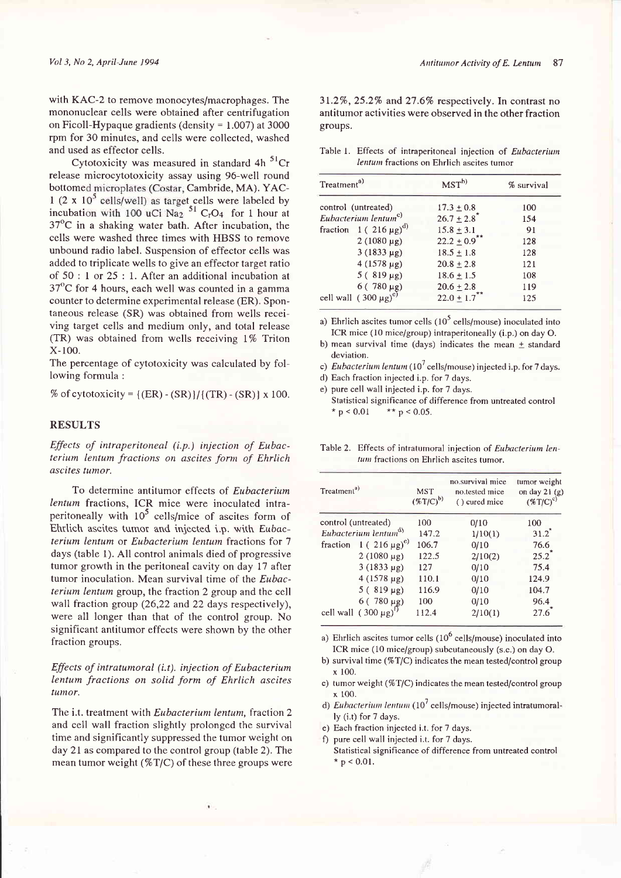with KAC-2 to remove monocytes/macrophages. The mononuclear cells were obtained after centrifugation on Ficoll-Hypaque gradients (density = 1.007) at 3000 rpm for 30 minutes, and cells were collected, washed and used as effector cells.

Cytotoxicity was measured in standard 4h $^{51}Cr$ release microcytotoxicity assay using 96-well round bottomed microplates (Costar, Cambride, MA). YAC-1 ($2 \times 10^5$ cells/well) as target cells were labeled by incubation with 100 uCi $Na_2$ $^{51}$ $C_rO_4$ for 1 hour at 37°C in a shaking water bath. After incubation, the cells were washed three times with HBSS to remove unbound radio label. Suspension of effector cells was added to triplicate wells to give an effector target ratio of 50 : 1 or 25 : 1. After an additional incubation at 37°C for 4 hours, each well was counted in a gamma counter to determine experimental release (ER). Spontaneous release (SR) was obtained from wells receiving target cells and medium only, and total release (TR) was obtained from wells receiving 1% Triton X-100.

The percentage of cytotoxicity was calculated by following formula :

% of cytotoxicity = {(ER) - (SR)}/{(TR) - (SR)} x 100.

## RESULTS

*Effects of intraperitoneal (i.p.) injection of Eubacterium lentum fractions on ascites form of Ehrlich ascites tumor.*

To determine antitumor effects of *Eubacterium lentum* fractions, ICR mice were inoculated intraperitoneally with $10^5$ cells/mice of ascites form of Ehrlich ascites tumor and injected i.p. with *Eubacterium lentum* or *Eubacterium lentum* fractions for 7 days (table 1). All control animals died of progressive tumor growth in the peritoneal cavity on day 17 after tumor inoculation. Mean survival time of the *Eubacterium lentum* group, the fraction 2 group and the cell wall fraction group (26,22 and 22 days respectively), were all longer than that of the control group. No significant antitumor effects were shown by the other fraction groups.

*Effects of intratumoral (i.t). injection of Eubacterium lentum fractions on solid form of Ehrlich ascites tumor.*

The i.t. treatment with *Eubacterium lentum*, fraction 2 and cell wall fraction slightly prolonged the survival time and significantly suppressed the tumor weight on day 21 as compared to the control group (table 2). The mean tumor weight (%T/C) of these three groups were 31.2%, 25.2% and 27.6% respectively. In contrast no antitumor activities were observed in the other fraction groups.

Table 1. Effects of intraperitoneal injection of *Eubacterium lentum* fractions on Ehrlich ascites tumor

| Treatment[a)] | MST[b)] | % survival |
|---|---|---|
| control (untreated) | 17.3 ± 0.8 | 100 |
| *Eubacterium lentum*[c)] | 26.7 ± 2.8* | 154 |
| fraction 1 ( 216 μg)[d)] | 15.8 ± 3.1 | 91 |
| 2 (1080 μg) | 22.2 ± 0.9** | 128 |
| 3 (1833 μg) | 18.5 ± 1.8 | 128 |
| 4 (1578 μg) | 20.8 ± 2.8 | 121 |
| 5 ( 819 μg) | 18.6 ± 1.5 | 108 |
| 6 ( 780 μg) | 20.6 ± 2.8 | 119 |
| cell wall ( 300 μg)[e)] | 22.0 ± 1.7** | 125 |

a) Ehrlich ascites tumor cells ($10^5$ cells/mouse) inoculated into ICR mice (10 mice/group) intraperitoneally (i.p.) on day O.

b) mean survival time (days) indicates the mean ± standard deviation.

c) *Eubacterium lentum* ($10^7$ cells/mouse) injected i.p. for 7 days.

d) Each fraction injected i.p. for 7 days.

e) pure cell wall injected i.p. for 7 days.

Statistical significance of difference from untreated control * $p < 0.01$ ** $p < 0.05$.

Table 2. Effects of intratumoral injection of *Eubacterium lentum* fractions on Ehrlich ascites tumor.

| Treatment[a)] | MST (%T/C)[b)] | no.survival mice / no.tested mice ( ) cured mice | tumor weight on day 21 (g) (%T/C)[c)] |
|---|---|---|---|
| control (untreated) | 100 | 0/10 | 100 |
| *Eubacterium lentum*[d)] | 147.2 | 1/10(1) | 31.2* |
| fraction 1 ( 216 μg)[e)] | 106.7 | 0/10 | 76.6 |
| 2 (1080 μg) | 122.5 | 2/10(2) | 25.2* |
| 3 (1833 μg) | 127 | 0/10 | 75.4 |
| 4 (1578 μg) | 110.1 | 0/10 | 124.9 |
| 5 ( 819 μg) | 116.9 | 0/10 | 104.7 |
| 6 ( 780 μg) | 100 | 0/10 | 96.4 |
| cell wall ( 300 μg)[f)] | 112.4 | 2/10(1) | 27.6* |

a) Ehrlich ascites tumor cells ($10^6$ cells/mouse) inoculated into ICR mice (10 mice/group) subcutaneously (s.c.) on day O.

b) survival time (%T/C) indicates the mean tested/control group x 100.

c) tumor weight (%T/C) indicates the mean tested/control group x 100.

d) *Eubacterium lentum* ($10^7$ cells/mouse) injected intratumorally (i.t) for 7 days.

e) Each fraction injected i.t. for 7 days.

f) pure cell wall injected i.t. for 7 days.

Statistical significance of difference from untreated control * $p < 0.01$.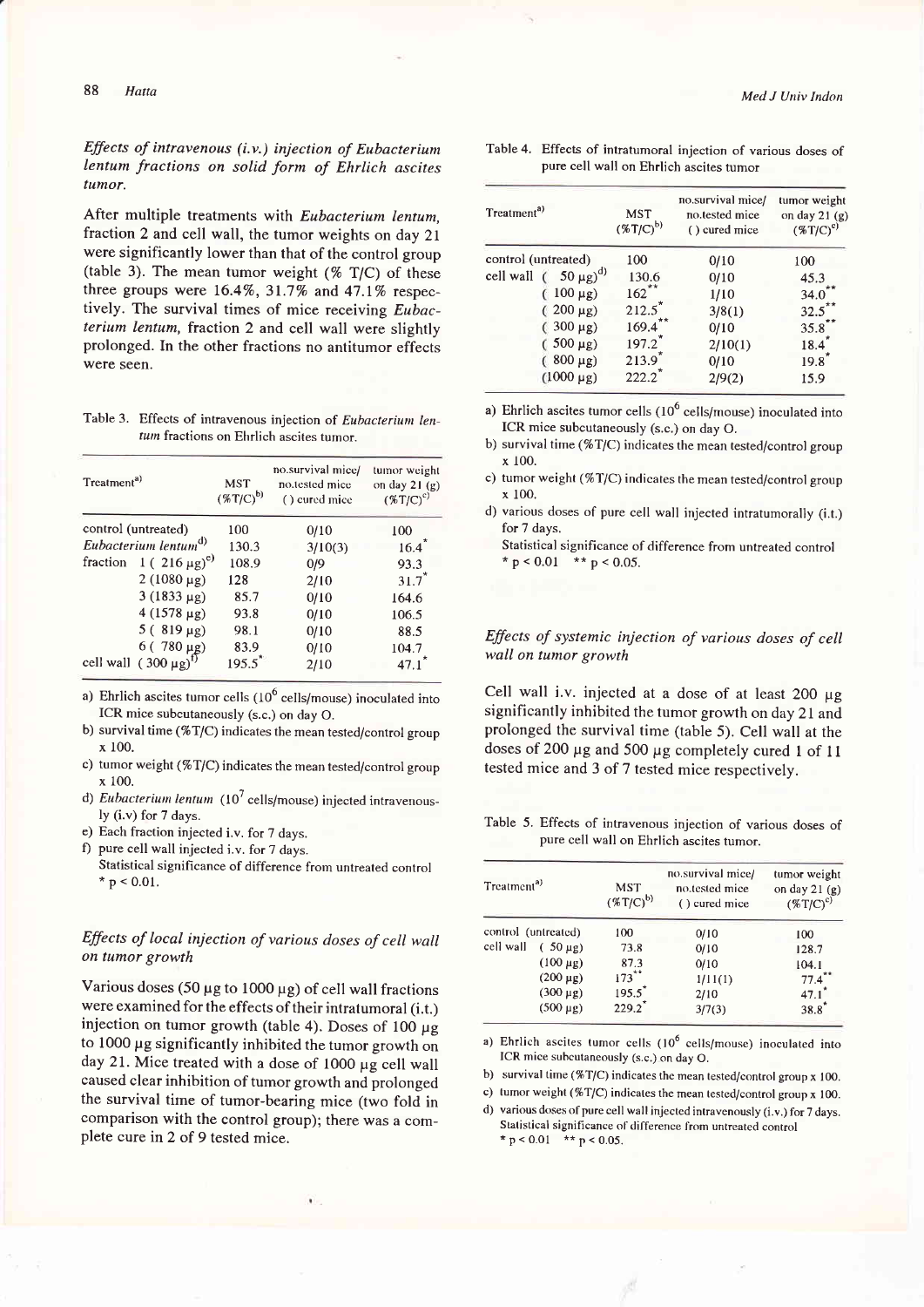### *Effects of intravenous (i.v.) injection of Eubacterium lentum fractions on solid form of Ehrlich ascites tumor.*

After multiple treatments with *Eubacterium lentum*, fraction 2 and cell wall, the tumor weights on day 21 were significantly lower than that of the control group (table 3). The mean tumor weight (% T/C) of these three groups were 16.4%, 31.7% and 47.1% respectively. The survival times of mice receiving *Eubacterium lentum*, fraction 2 and cell wall were slightly prolonged. In the other fractions no antitumor effects were seen.

Table 3. Effects of intravenous injection of *Eubacterium lentum* fractions on Ehrlich ascites tumor.

| Treatment[a] | MST (%T/C)[b] | no.survival mice/ no.tested mice ( ) cured mice | tumor weight on day 21 (g) (%T/C)[c] |
|---|---|---|---|
| control (untreated) | 100 | 0/10 | 100 |
| *Eubacterium lentum*[d] | 130.3 | 3/10(3) | 16.4* |
| fraction 1 ( 216 µg)[e] | 108.9 | 0/9 | 93.3 |
| 2 (1080 µg) | 128 | 2/10 | 31.7* |
| 3 (1833 µg) | 85.7 | 0/10 | 164.6 |
| 4 (1578 µg) | 93.8 | 0/10 | 106.5 |
| 5 ( 819 µg) | 98.1 | 0/10 | 88.5 |
| 6 ( 780 µg) | 83.9 | 0/10 | 104.7 |
| cell wall ( 300 µg)[f] | 195.5* | 2/10 | 47.1* |

a) Ehrlich ascites tumor cells ($10^6$ cells/mouse) inoculated into ICR mice subcutaneously (s.c.) on day O.

b) survival time (%T/C) indicates the mean tested/control group x 100.

c) tumor weight (%T/C) indicates the mean tested/control group x 100.

d) *Eubacterium lentum* ($10^7$ cells/mouse) injected intravenously (i.v) for 7 days.

e) Each fraction injected i.v. for 7 days.

f) pure cell wall injected i.v. for 7 days.

Statistical significance of difference from untreated control
* $p < 0.01$.

### *Effects of local injection of various doses of cell wall on tumor growth*

Various doses (50 µg to 1000 µg) of cell wall fractions were examined for the effects of their intratumoral (i.t.) injection on tumor growth (table 4). Doses of 100 µg to 1000 µg significantly inhibited the tumor growth on day 21. Mice treated with a dose of 1000 µg cell wall caused clear inhibition of tumor growth and prolonged the survival time of tumor-bearing mice (two fold in comparison with the control group); there was a complete cure in 2 of 9 tested mice.

Table 4. Effects of intratumoral injection of various doses of pure cell wall on Ehrlich ascites tumor

| Treatment[a] | MST (%T/C)[b] | no.survival mice/ no.tested mice ( ) cured mice | tumor weight on day 21 (g) (%T/C)[c] |
|---|---|---|---|
| control (untreated) | 100 | 0/10 | 100 |
| cell wall ( 50 µg)[d] | 130.6 | 0/10 | 45.3 |
| ( 100 µg) | 162** | 1/10 | 34.0** |
| ( 200 µg) | 212.5* | 3/8(1) | 32.5** |
| ( 300 µg) | 169.4** | 0/10 | 35.8** |
| ( 500 µg) | 197.2* | 2/10(1) | 18.4* |
| ( 800 µg) | 213.9* | 0/10 | 19.8* |
| (1000 µg) | 222.2* | 2/9(2) | 15.9 |

a) Ehrlich ascites tumor cells ($10^6$ cells/mouse) inoculated into ICR mice subcutaneously (s.c.) on day O.

b) survival time (%T/C) indicates the mean tested/control group x 100.

c) tumor weight (%T/C) indicates the mean tested/control group x 100.

d) various doses of pure cell wall injected intratumorally (i.t.) for 7 days.

Statistical significance of difference from untreated control
* $p < 0.01$ ** $p < 0.05$.

### *Effects of systemic injection of various doses of cell wall on tumor growth*

Cell wall i.v. injected at a dose of at least 200 µg significantly inhibited the tumor growth on day 21 and prolonged the survival time (table 5). Cell wall at the doses of 200 µg and 500 µg completely cured 1 of 11 tested mice and 3 of 7 tested mice respectively.

Table 5. Effects of intravenous injection of various doses of pure cell wall on Ehrlich ascites tumor.

| Treatment[a] | MST (%T/C)[b] | no.survival mice/ no.tested mice ( ) cured mice | tumor weight on day 21 (g) (%T/C)[c] |
|---|---|---|---|
| control (untreated) | 100 | 0/10 | 100 |
| cell wall ( 50 µg) | 73.8 | 0/10 | 128.7 |
| (100 µg) | 87.3 | 0/10 | 104.1 |
| (200 µg) | 173** | 1/11(1) | 77.4** |
| (300 µg) | 195.5* | 2/10 | 47.1* |
| (500 µg) | 229.2* | 3/7(3) | 38.8* |

a) Ehrlich ascites tumor cells ($10^6$ cells/mouse) inoculated into ICR mice subcutaneously (s.c.) on day O.

b) survival time (%T/C) indicates the mean tested/control group x 100.

c) tumor weight (%T/C) indicates the mean tested/control group x 100.

d) various doses of pure cell wall injected intravenously (i.v.) for 7 days.

Statistical significance of difference from untreated control
* $p < 0.01$ ** $p < 0.05$.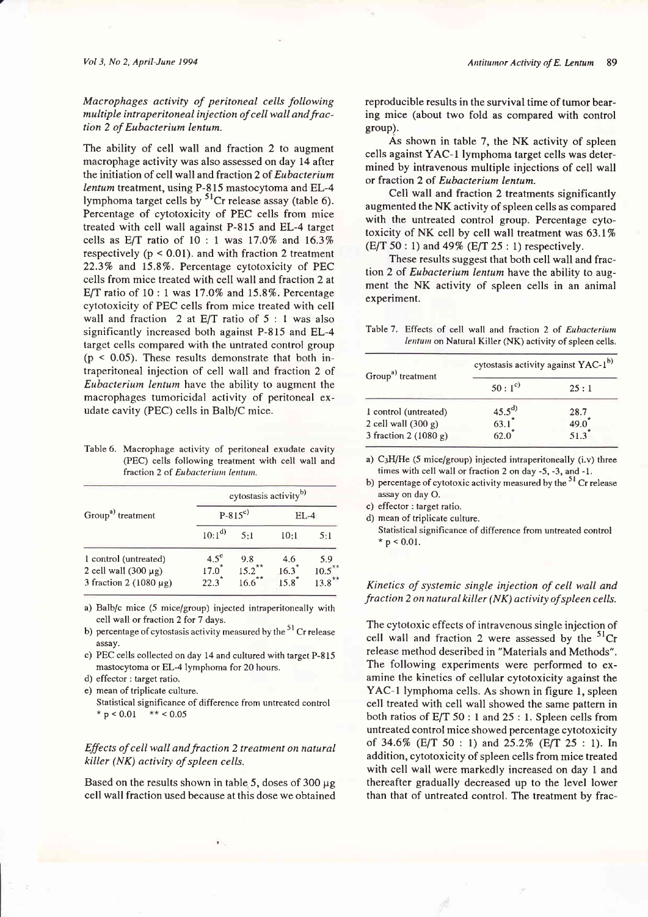*Macrophages activity of peritoneal cells following multiple intraperitoneal injection of cell wall and fraction 2 of Eubacterium lentum.*

The ability of cell wall and fraction 2 to augment macrophage activity was also assessed on day 14 after the initiation of cell wall and fraction 2 of *Eubacterium lentum* treatment, using P-815 mastocytoma and EL-4 lymphoma target cells by $^{51}Cr$ release assay (table 6). Percentage of cytotoxicity of PEC cells from mice treated with cell wall against P-815 and EL-4 target cells as E/T ratio of 10 : 1 was 17.0% and 16.3% respectively ($p < 0.01$). and with fraction 2 treatment 22.3% and 15.8%. Percentage cytotoxicity of PEC cells from mice treated with cell wall and fraction 2 at E/T ratio of 10 : 1 was 17.0% and 15.8%. Percentage cytotoxicity of PEC cells from mice treated with cell wall and fraction 2 at E/T ratio of 5 : 1 was also significantly increased both against P-815 and EL-4 target cells compared with the untrated control group ($p < 0.05$). These results demonstrate that both intraperitoneal injection of cell wall and fraction 2 of *Eubacterium lentum* have the ability to augment the macrophages tumoricidal activity of peritoneal exudate cavity (PEC) cells in Balb/C mice.

Table 6. Macrophage activity of peritoneal exudate cavity (PEC) cells following treatment with cell wall and fraction 2 of *Eubacterium lentum*.

| Group[a)] treatment | cytostasis activity[b)] | | | |
|---|---|---|---|---|
| | P-815[c)] | | EL-4 | |
| | 10:1[d)] | 5:1 | 10:1 | 5:1 |
| 1 control (untreated) | 4.5[e] | 9.8 | 4.6 | 5.9 |
| 2 cell wall (300 μg) | 17.0* | 15.2** | 16.3* | 10.5** |
| 3 fraction 2 (1080 μg) | 22.3* | 16.6** | 15.8* | 13.8** |

a) Balb/c mice (5 mice/group) injected intraperitoneally with cell wall or fraction 2 for 7 days.
b) percentage of cytostasis activity measured by the $^{51}Cr$ release assay.
c) PEC cells collected on day 14 and cultured with target P-815 mastocytoma or EL-4 lymphoma for 20 hours.
d) effector : target ratio.
e) mean of triplicate culture.
Statistical significance of difference from untreated control
* $p < 0.01$ ** $< 0.05$

*Effects of cell wall and fraction 2 treatment on natural killer (NK) activity of spleen cells.*

Based on the results shown in table 5, doses of 300 μg cell wall fraction used because at this dose we obtained reproducible results in the survival time of tumor bearing mice (about two fold as compared with control group).

As shown in table 7, the NK activity of spleen cells against YAC-1 lymphoma target cells was determined by intravenous multiple injections of cell wall or fraction 2 of *Eubacterium lentum*.

Cell wall and fraction 2 treatments significantly augmented the NK activity of spleen cells as compared with the untreated control group. Percentage cytotoxicity of NK cell by cell wall treatment was 63.1% (E/T 50 : 1) and 49% (E/T 25 : 1) respectively.

These results suggest that both cell wall and fraction 2 of *Eubacterium lentum* have the ability to augment the NK activity of spleen cells in an animal experiment.

Table 7. Effects of cell wall and fraction 2 of *Eubacterium lentum* on Natural Killer (NK) activity of spleen cells.

| Group[a)] treatment | cytostasis activity against YAC-1[b)] | |
|---|---|---|
| | 50 : 1[c)] | 25 : 1 |
| 1 control (untreated) | 45.5[d)] | 28.7 |
| 2 cell wall (300 g) | 63.1* | 49.0* |
| 3 fraction 2 (1080 g) | 62.0* | 51.3* |

a) $C_3H/He$ (5 mice/group) injected intraperitoneally (i.v) three times with cell wall or fraction 2 on day -5, -3, and -1.
b) percentage of cytotoxic activity measured by the $^{51}Cr$ release assay on day O.
c) effector : target ratio.
d) mean of triplicate culture.
Statistical significance of difference from untreated control
* $p < 0.01$.

*Kinetics of systemic single injection of cell wall and fraction 2 on natural killer (NK) activity of spleen cells.*

The cytotoxic effects of intravenous single injection of cell wall and fraction 2 were assessed by the $^{51}Cr$ release method deseribed in "Materials and Methods". The following experiments were performed to examine the kinetics of cellular cytotoxicity against the YAC-1 lymphoma cells. As shown in figure 1, spleen cell treated with cell wall showed the same pattern in both ratios of E/T 50 : 1 and 25 : 1. Spleen cells from untreated control mice showed percentage cytotoxicity of 34.6% (E/T 50 : 1) and 25.2% (E/T 25 : 1). In addition, cytotoxicity of spleen cells from mice treated with cell wall were markedly increased on day 1 and thereafter gradually decreased up to the level lower than that of untreated control. The treatment by frac-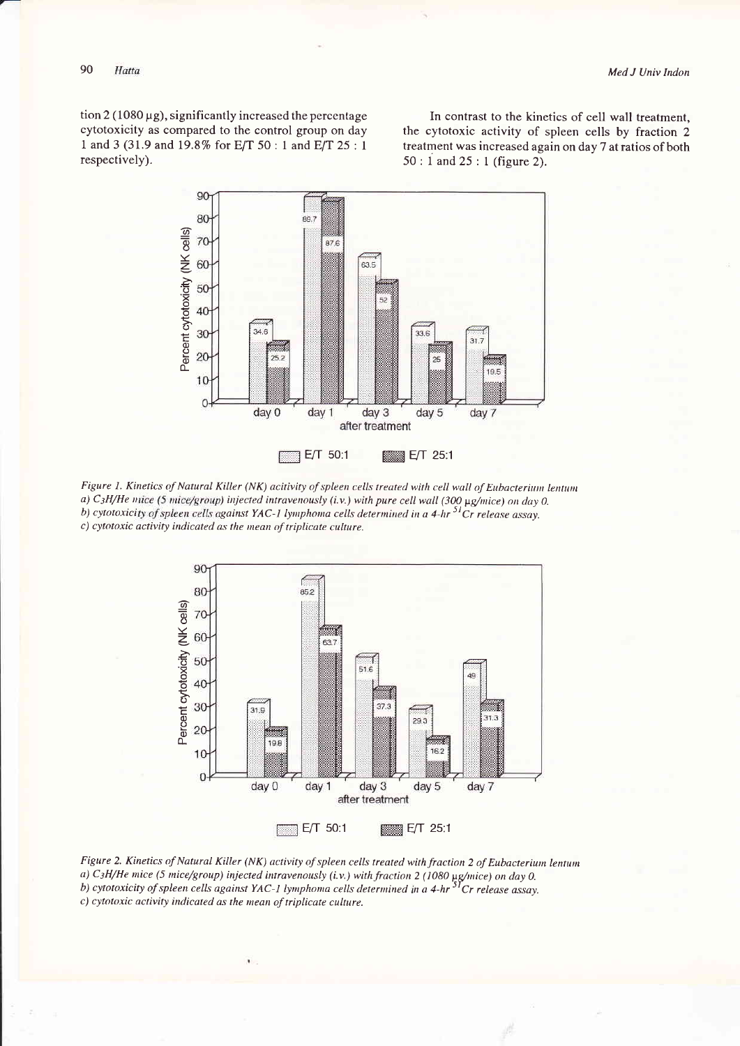tion 2 (1080 µg), significantly increased the percentage cytotoxicity as compared to the control group on day 1 and 3 (31.9 and 19.8% for E/T 50 : 1 and E/T 25 : 1 respectively).

In contrast to the kinetics of cell wall treatment, the cytotoxic activity of spleen cells by fraction 2 treatment was increased again on day 7 at ratios of both 50 : 1 and 25 : 1 (figure 2).

*Figure 1. Kinetics of Natural Killer (NK) acitivity of spleen cells treated with cell wall of Eubacterium lentum*
*a) $C_3H/He$ mice (5 mice/group) injected intravenously (i.v.) with pure cell wall (300 µg/mice) on day 0.*
*b) cytotoxicity of spleen cells against YAC-1 lymphoma cells determined in a 4-hr $^{51}Cr$ release assay.*
*c) cytotoxic activity indicated as the mean of triplicate culture.*

*Figure 2. Kinetics of Natural Killer (NK) activity of spleen cells treated with fraction 2 of Eubacterium lentum*
*a) $C_3H/He$ mice (5 mice/group) injected intravenously (i.v.) with fraction 2 (1080 µg/mice) on day 0.*
*b) cytotoxicity of spleen cells against YAC-1 lymphoma cells determined in a 4-hr $^{51}Cr$ release assay.*
*c) cytotoxic activity indicated as the mean of triplicate culture.*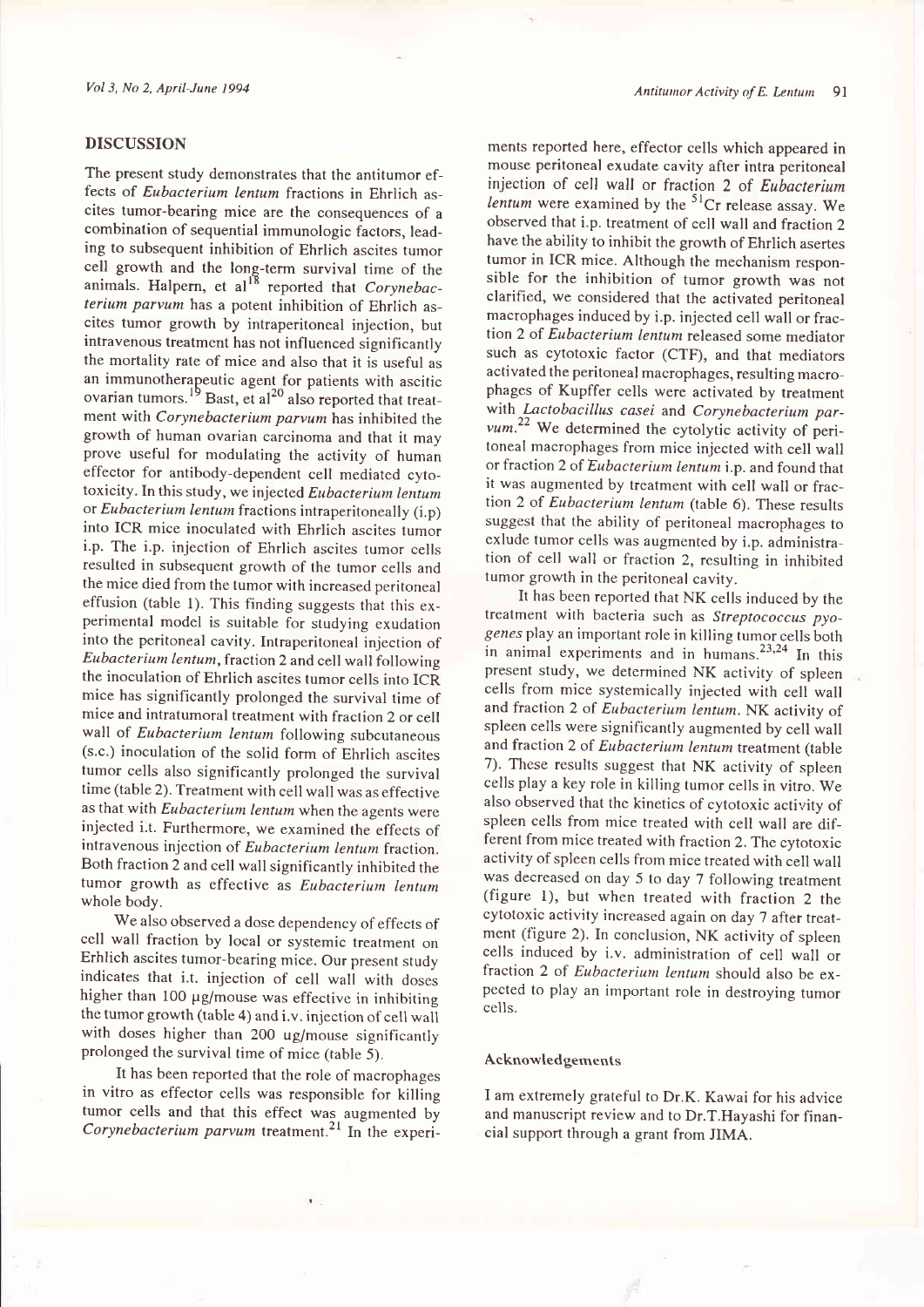## DISCUSSION

The present study demonstrates that the antitumor effects of *Eubacterium lentum* fractions in Ehrlich ascites tumor-bearing mice are the consequences of a combination of sequential immunologic factors, leading to subsequent inhibition of Ehrlich ascites tumor cell growth and the long-term survival time of the animals. Halpern, et al[18] reported that *Corynebacterium parvum* has a potent inhibition of Ehrlich ascites tumor growth by intraperitoneal injection, but intravenous treatment has not influenced significantly the mortality rate of mice and also that it is useful as an immunotherapeutic agent for patients with ascitic ovarian tumors.[19] Bast, et al[20] also reported that treatment with *Corynebacterium parvum* has inhibited the growth of human ovarian carcinoma and that it may prove useful for modulating the activity of human effector for antibody-dependent cell mediated cytotoxicity. In this study, we injected *Eubacterium lentum* or *Eubacterium lentum* fractions intraperitoneally (i.p) into ICR mice inoculated with Ehrlich ascites tumor i.p. The i.p. injection of Ehrlich ascites tumor cells resulted in subsequent growth of the tumor cells and the mice died from the tumor with increased peritoneal effusion (table 1). This finding suggests that this experimental model is suitable for studying exudation into the peritoneal cavity. Intraperitoneal injection of *Eubacterium lentum*, fraction 2 and cell wall following the inoculation of Ehrlich ascites tumor cells into ICR mice has significantly prolonged the survival time of mice and intratumoral treatment with fraction 2 or cell wall of *Eubacterium lentum* following subcutaneous (s.c.) inoculation of the solid form of Ehrlich ascites tumor cells also significantly prolonged the survival time (table 2). Treatment with cell wall was as effective as that with *Eubacterium lentum* when the agents were injected i.t. Furthermore, we examined the effects of intravenous injection of *Eubacterium lentum* fraction. Both fraction 2 and cell wall significantly inhibited the tumor growth as effective as *Eubacterium lentum* whole body.

We also observed a dose dependency of effects of cell wall fraction by local or systemic treatment on Erhlich ascites tumor-bearing mice. Our present study indicates that i.t. injection of cell wall with doses higher than 100 μg/mouse was effective in inhibiting the tumor growth (table 4) and i.v. injection of cell wall with doses higher than 200 ug/mouse significantly prolonged the survival time of mice (table 5).

It has been reported that the role of macrophages in vitro as effector cells was responsible for killing tumor cells and that this effect was augmented by *Corynebacterium parvum* treatment.[21] In the experiments reported here, effector cells which appeared in mouse peritoneal exudate cavity after intra peritoneal injection of cell wall or fraction 2 of *Eubacterium lentum* were examined by the $^{51}Cr$ release assay. We observed that i.p. treatment of cell wall and fraction 2 have the ability to inhibit the growth of Ehrlich asertes tumor in ICR mice. Although the mechanism responsible for the inhibition of tumor growth was not clarified, we considered that the activated peritoneal macrophages induced by i.p. injected cell wall or fraction 2 of *Eubacterium lentum* released some mediator such as cytotoxic factor (CTF), and that mediators activated the peritoneal macrophages, resulting macrophages of Kupffer cells were activated by treatment with *Lactobacillus casei* and *Corynebacterium parvum*.[22] We determined the cytolytic activity of peritoneal macrophages from mice injected with cell wall or fraction 2 of *Eubacterium lentum* i.p. and found that it was augmented by treatment with cell wall or fraction 2 of *Eubacterium lentum* (table 6). These results suggest that the ability of peritoneal macrophages to exlude tumor cells was augmented by i.p. administration of cell wall or fraction 2, resulting in inhibited tumor growth in the peritoneal cavity.

It has been reported that NK cells induced by the treatment with bacteria such as *Streptococcus pyogenes* play an important role in killing tumor cells both in animal experiments and in humans.[23,24] In this present study, we determined NK activity of spleen cells from mice systemically injected with cell wall and fraction 2 of *Eubacterium lentum*. NK activity of spleen cells were significantly augmented by cell wall and fraction 2 of *Eubacterium lentum* treatment (table 7). These results suggest that NK activity of spleen cells play a key role in killing tumor cells in vitro. We also observed that the kinetics of cytotoxic activity of spleen cells from mice treated with cell wall are different from mice treated with fraction 2. The cytotoxic activity of spleen cells from mice treated with cell wall was decreased on day 5 to day 7 following treatment (figure 1), but when treated with fraction 2 the cytotoxic activity increased again on day 7 after treatment (figure 2). In conclusion, NK activity of spleen cells induced by i.v. administration of cell wall or fraction 2 of *Eubacterium lentum* should also be expected to play an important role in destroying tumor cells.

### Acknowledgements

I am extremely grateful to Dr.K. Kawai for his advice and manuscript review and to Dr.T.Hayashi for financial support through a grant from JIMA.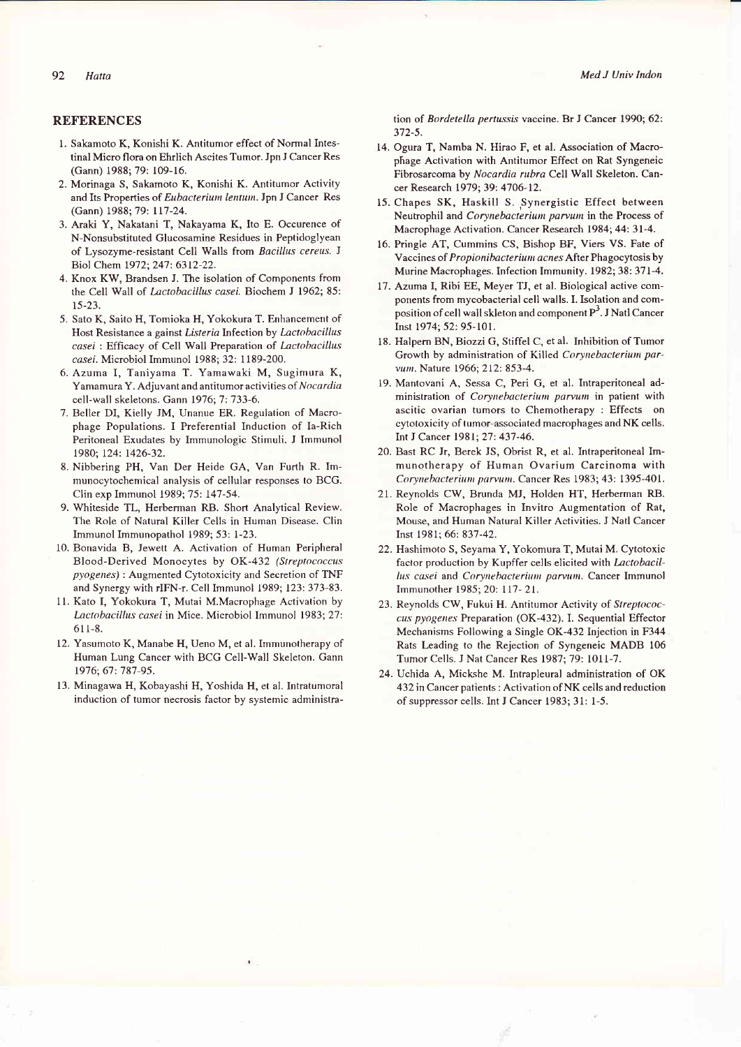## REFERENCES

1. Sakamoto K, Konishi K. Antitumor effect of Normal Intestinal Micro flora on Ehrlich Ascites Tumor. Jpn J Cancer Res (Gann) 1988; 79: 109-16.
2. Morinaga S, Sakamoto K, Konishi K. Antitumor Activity and Its Properties of *Eubacterium lentum*. Jpn J Cancer Res (Gann) 1988; 79: 117-24.
3. Araki Y, Nakatani T, Nakayama K, Ito E. Occurence of N-Nonsubstituted Glucosamine Residues in Peptidoglyean of Lysozyme-resistant Cell Walls from *Bacillus cereus*. J Biol Chem 1972; 247: 6312-22.
4. Knox KW, Brandsen J. The isolation of Components from the Cell Wall of *Lactobacillus casei*. Biochem J 1962; 85: 15-23.
5. Sato K, Saito H, Tomioka H, Yokokura T. Enhancement of Host Resistance a gainst *Listeria* Infection by *Lactobacillus casei* : Efficacy of Cell Wall Preparation of *Lactobacillus casei*. Microbiol Immunol 1988; 32: 1189-200.
6. Azuma I, Taniyama T. Yamawaki M, Sugimura K, Yamamura Y. Adjuvant and antitumor activities of *Nocardia* cell-wall skeletons. Gann 1976; 7: 733-6.
7. Beller DI, Kielly JM, Unanue ER. Regulation of Macrophage Populations. I Preferential Induction of Ia-Rich Peritoneal Exudates by Immunologic Stimuli. J Immunol 1980; 124: 1426-32.
8. Nibbering PH, Van Der Heide GA, Van Furth R. Immunocytochemical analysis of cellular responses to BCG. Clin exp Immunol 1989; 75: 147-54.
9. Whiteside TL, Herberman RB. Short Analytical Review. The Role of Natural Killer Cells in Human Disease. Clin Immunol Immunopathol 1989; 53: 1-23.
10. Bonavida B, Jewett A. Activation of Human Peripheral Blood-Derived Monocytes by OK-432 *(Streptococcus pyogenes)* : Augmented Cytotoxicity and Secretion of TNF and Synergy with rIFN-r. Cell Immunol 1989; 123: 373-83.
11. Kato I, Yokokura T, Mutai M.Macrophage Activation by *Lactobacillus casei* in Mice. Microbiol Immunol 1983; 27: 611-8.
12. Yasumoto K, Manabe H, Ueno M, et al. Immunotherapy of Human Lung Cancer with BCG Cell-Wall Skeleton. Gann 1976; 67: 787-95.
13. Minagawa H, Kobayashi H, Yoshida H, et al. Intratumoral induction of tumor necrosis factor by systemic administration of *Bordetella pertussis* vaccine. Br J Cancer 1990; 62: 372-5.
14. Ogura T, Namba N. Hirao F, et al. Association of Macrophage Activation with Antitumor Effect on Rat Syngeneic Fibrosarcoma by *Nocardia rubra* Cell Wall Skeleton. Cancer Research 1979; 39: 4706-12.
15. Chapes SK, Haskill S. Synergistic Effect between Neutrophil and *Corynebacterium parvum* in the Process of Macrophage Activation. Cancer Research 1984; 44: 31-4.
16. Pringle AT, Cummins CS, Bishop BF, Viers VS. Fate of Vaccines of *Propionibacterium acnes* After Phagocytosis by Murine Macrophages. Infection Immunity. 1982; 38: 371-4.
17. Azuma I, Ribi EE, Meyer TJ, et al. Biological active components from mycobacterial cell walls. I. Isolation and composition of cell wall skleton and component $P^3$. J Natl Cancer Inst 1974; 52: 95-101.
18. Halpern BN, Biozzi G, Stiffel C, et al. Inhibition of Tumor Growth by administration of Killed *Corynebacterium parvum*. Nature 1966; 212: 853-4.
19. Mantovani A, Sessa C, Peri G, et al. Intraperitoneal administration of *Corynebacterium parvum* in patient with ascitic ovarian tumors to Chemotherapy : Effects on cytotoxicity of tumor-associated macrophages and NK cells. Int J Cancer 1981; 27: 437-46.
20. Bast RC Jr, Berek JS, Obrist R, et al. Intraperitoneal Immunotherapy of Human Ovarium Carcinoma with *Corynebacterium parvum*. Cancer Res 1983; 43: 1395-401.
21. Reynolds CW, Brunda MJ, Holden HT, Herberman RB. Role of Macrophages in Invitro Augmentation of Rat, Mouse, and Human Natural Killer Activities. J Natl Cancer Inst 1981; 66: 837-42.
22. Hashimoto S, Seyama Y, Yokomura T, Mutai M. Cytotoxic factor production by Kupffer cells elicited with *Lactobacillus casei* and *Corynebacterium parvum*. Cancer Immunol Immunother 1985; 20: 117- 21.
23. Reynolds CW, Fukui H. Antitumor Activity of *Streptococcus pyogenes* Preparation (OK-432). I. Sequential Effector Mechanisms Following a Single OK-432 Injection in F344 Rats Leading to the Rejection of Syngeneic MADB 106 Tumor Cells. J Nat Cancer Res 1987; 79: 1011-7.
24. Uchida A, Mickshe M. Intrapleural administration of OK 432 in Cancer patients : Activation of NK cells and reduction of suppressor cells. Int J Cancer 1983; 31: 1-5.